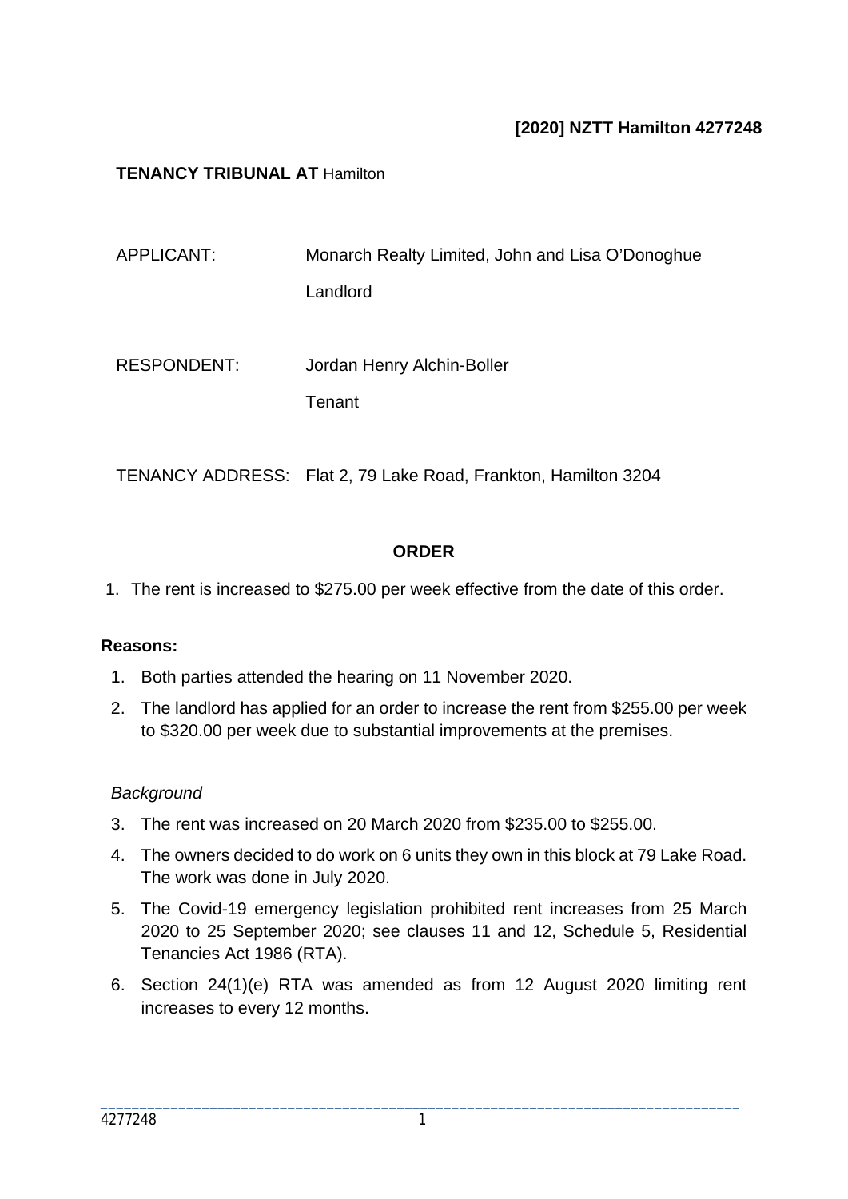**[2020] NZTT Hamilton 4277248**

**TENANCY TRIBUNAL AT** Hamilton

APPLICANT: Monarch Realty Limited, John and Lisa O'Donoghue

Landlord

RESPONDENT: Jordan Henry Alchin-Boller

Tenant

TENANCY ADDRESS: Flat 2, 79 Lake Road, Frankton, Hamilton 3204

**ORDER**

1. The rent is increased to $275.00 per week effective from the date of this order.

**Reasons:**

1. Both parties attended the hearing on 11 November 2020.
2. The landlord has applied for an order to increase the rent from $255.00 per week to $320.00 per week due to substantial improvements at the premises.

*Background*

3. The rent was increased on 20 March 2020 from $235.00 to $255.00.
4. The owners decided to do work on 6 units they own in this block at 79 Lake Road. The work was done in July 2020.
5. The Covid-19 emergency legislation prohibited rent increases from 25 March 2020 to 25 September 2020; see clauses 11 and 12, Schedule 5, Residential Tenancies Act 1986 (RTA).
6. Section 24(1)(e) RTA was amended as from 12 August 2020 limiting rent increases to every 12 months.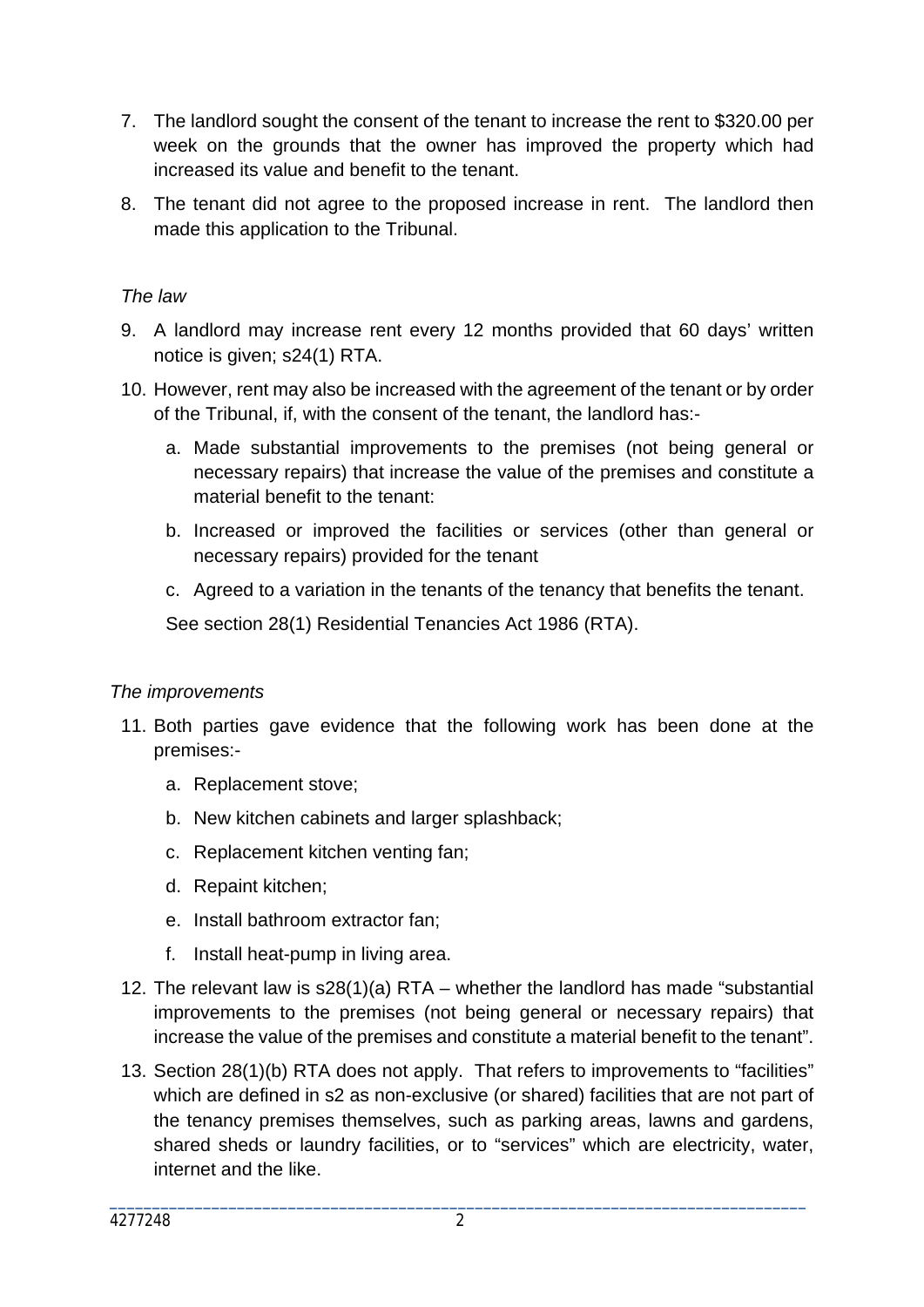7. The landlord sought the consent of the tenant to increase the rent to $320.00 per week on the grounds that the owner has improved the property which had increased its value and benefit to the tenant.

8. The tenant did not agree to the proposed increase in rent. The landlord then made this application to the Tribunal.

*The law*

9. A landlord may increase rent every 12 months provided that 60 days' written notice is given; s24(1) RTA.

10. However, rent may also be increased with the agreement of the tenant or by order of the Tribunal, if, with the consent of the tenant, the landlord has:-

    a. Made substantial improvements to the premises (not being general or necessary repairs) that increase the value of the premises and constitute a material benefit to the tenant:

    b. Increased or improved the facilities or services (other than general or necessary repairs) provided for the tenant

    c. Agreed to a variation in the tenants of the tenancy that benefits the tenant.

    See section 28(1) Residential Tenancies Act 1986 (RTA).

*The improvements*

11. Both parties gave evidence that the following work has been done at the premises:-

    a. Replacement stove;

    b. New kitchen cabinets and larger splashback;

    c. Replacement kitchen venting fan;

    d. Repaint kitchen;

    e. Install bathroom extractor fan;

    f. Install heat-pump in living area.

12. The relevant law is s28(1)(a) RTA – whether the landlord has made "substantial improvements to the premises (not being general or necessary repairs) that increase the value of the premises and constitute a material benefit to the tenant".

13. Section 28(1)(b) RTA does not apply. That refers to improvements to "facilities" which are defined in s2 as non-exclusive (or shared) facilities that are not part of the tenancy premises themselves, such as parking areas, lawns and gardens, shared sheds or laundry facilities, or to "services" which are electricity, water, internet and the like.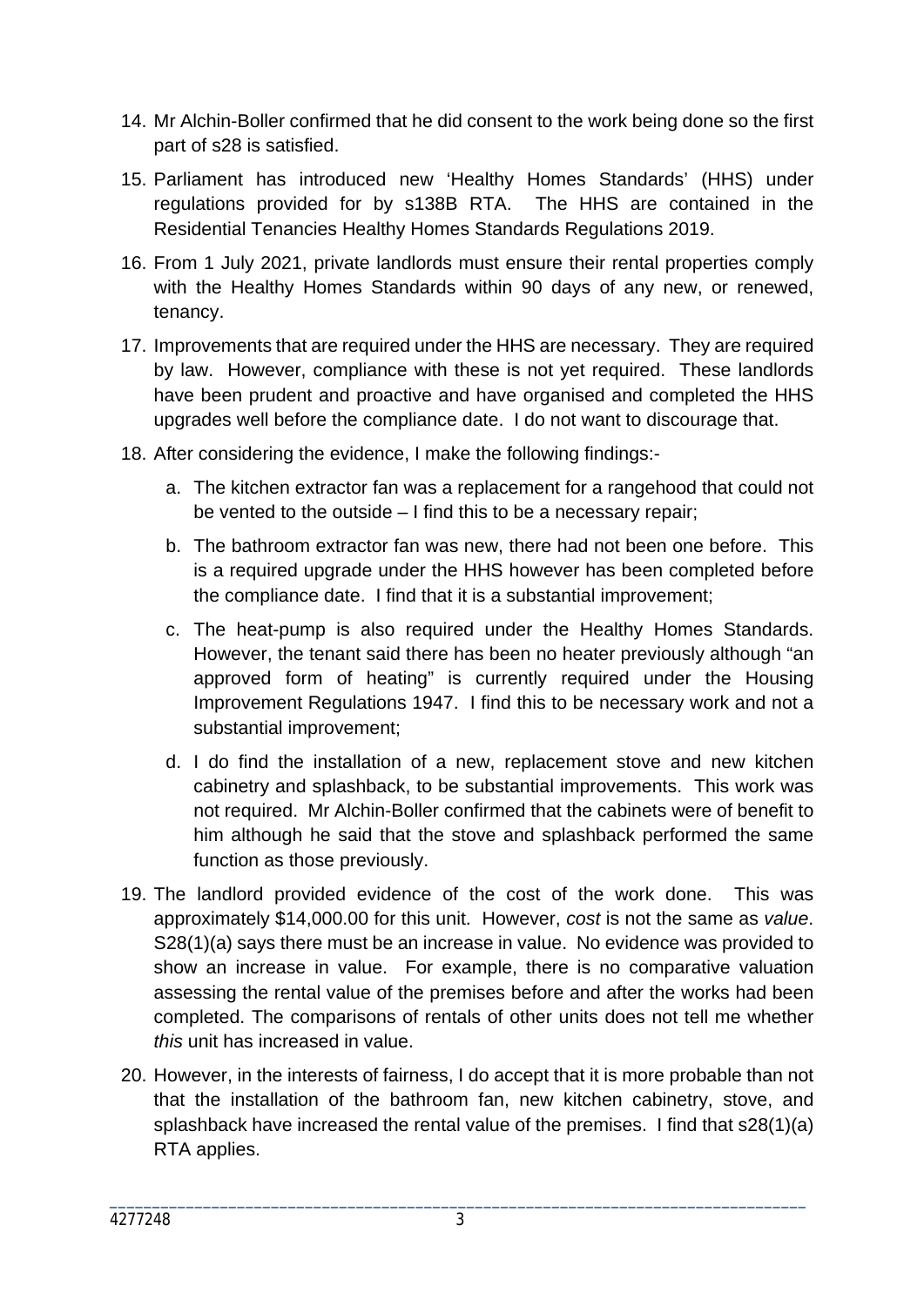14. Mr Alchin-Boller confirmed that he did consent to the work being done so the first part of s28 is satisfied.

15. Parliament has introduced new 'Healthy Homes Standards' (HHS) under regulations provided for by s138B RTA. The HHS are contained in the Residential Tenancies Healthy Homes Standards Regulations 2019.

16. From 1 July 2021, private landlords must ensure their rental properties comply with the Healthy Homes Standards within 90 days of any new, or renewed, tenancy.

17. Improvements that are required under the HHS are necessary. They are required by law. However, compliance with these is not yet required. These landlords have been prudent and proactive and have organised and completed the HHS upgrades well before the compliance date. I do not want to discourage that.

18. After considering the evidence, I make the following findings:-

    a. The kitchen extractor fan was a replacement for a rangehood that could not be vented to the outside – I find this to be a necessary repair;

    b. The bathroom extractor fan was new, there had not been one before. This is a required upgrade under the HHS however has been completed before the compliance date. I find that it is a substantial improvement;

    c. The heat-pump is also required under the Healthy Homes Standards. However, the tenant said there has been no heater previously although "an approved form of heating" is currently required under the Housing Improvement Regulations 1947. I find this to be necessary work and not a substantial improvement;

    d. I do find the installation of a new, replacement stove and new kitchen cabinetry and splashback, to be substantial improvements. This work was not required. Mr Alchin-Boller confirmed that the cabinets were of benefit to him although he said that the stove and splashback performed the same function as those previously.

19. The landlord provided evidence of the cost of the work done. This was approximately $14,000.00 for this unit. However, *cost* is not the same as *value*. S28(1)(a) says there must be an increase in value. No evidence was provided to show an increase in value. For example, there is no comparative valuation assessing the rental value of the premises before and after the works had been completed. The comparisons of rentals of other units does not tell me whether *this* unit has increased in value.

20. However, in the interests of fairness, I do accept that it is more probable than not that the installation of the bathroom fan, new kitchen cabinetry, stove, and splashback have increased the rental value of the premises. I find that s28(1)(a) RTA applies.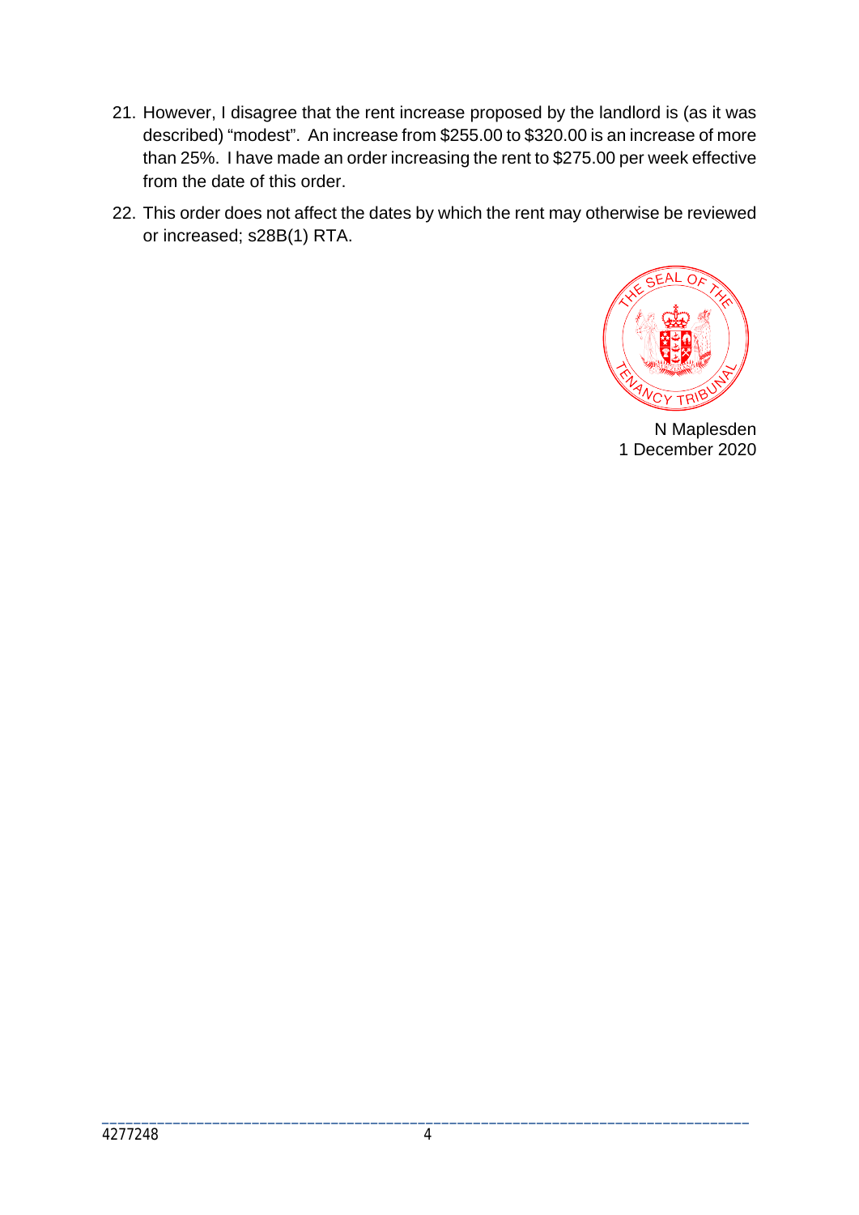21. However, I disagree that the rent increase proposed by the landlord is (as it was described) “modest”. An increase from $255.00 to $320.00 is an increase of more than 25%. I have made an order increasing the rent to $275.00 per week effective from the date of this order.

22. This order does not affect the dates by which the rent may otherwise be reviewed or increased; s28B(1) RTA.

THE SEAL OF THE TENANCY TRIBUNAL

N Maplesden
1 December 2020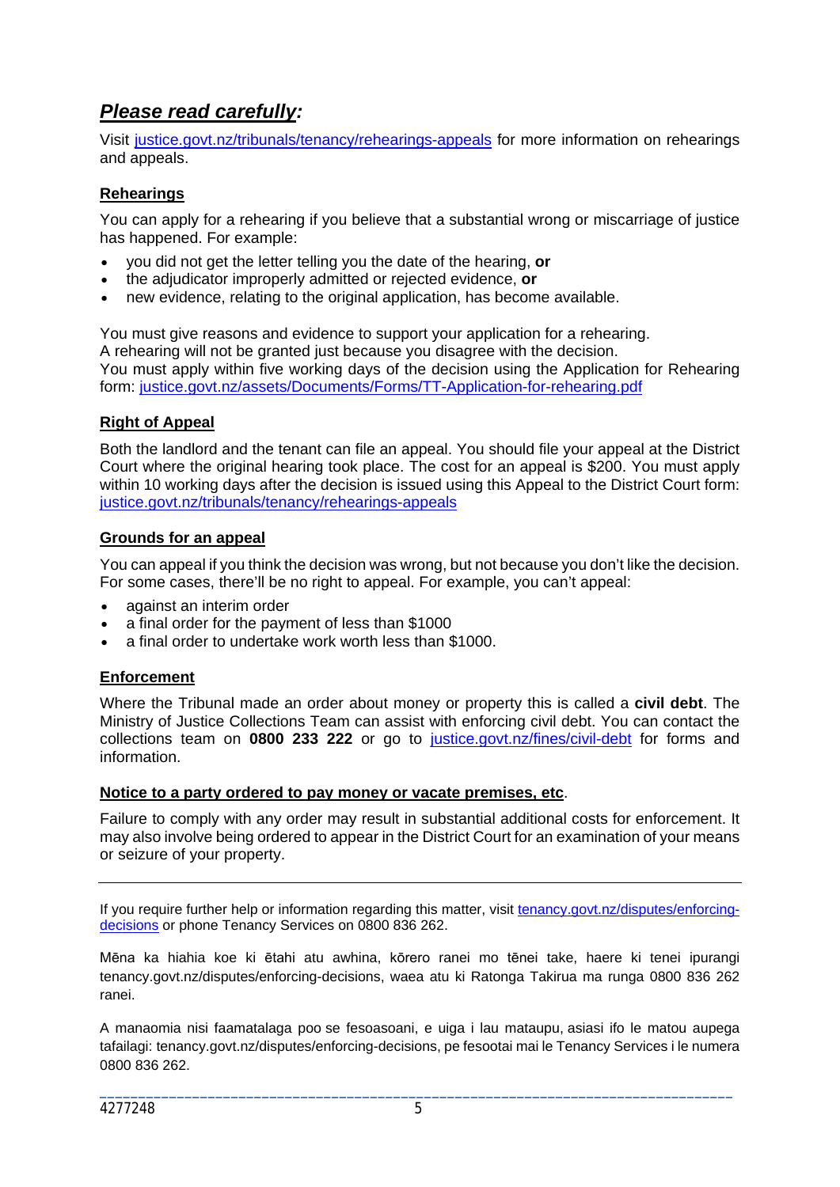## ***Please read carefully:***

Visit justice.govt.nz/tribunals/tenancy/rehearings-appeals for more information on rehearings and appeals.

### Rehearings

You can apply for a rehearing if you believe that a substantial wrong or miscarriage of justice has happened. For example:

- you did not get the letter telling you the date of the hearing, **or**
- the adjudicator improperly admitted or rejected evidence, **or**
- new evidence, relating to the original application, has become available.

You must give reasons and evidence to support your application for a rehearing.
A rehearing will not be granted just because you disagree with the decision.
You must apply within five working days of the decision using the Application for Rehearing form: justice.govt.nz/assets/Documents/Forms/TT-Application-for-rehearing.pdf

### Right of Appeal

Both the landlord and the tenant can file an appeal. You should file your appeal at the District Court where the original hearing took place. The cost for an appeal is $200. You must apply within 10 working days after the decision is issued using this Appeal to the District Court form: justice.govt.nz/tribunals/tenancy/rehearings-appeals

### Grounds for an appeal

You can appeal if you think the decision was wrong, but not because you don't like the decision. For some cases, there'll be no right to appeal. For example, you can't appeal:

- against an interim order
- a final order for the payment of less than $1000
- a final order to undertake work worth less than $1000.

### Enforcement

Where the Tribunal made an order about money or property this is called a **civil debt**. The Ministry of Justice Collections Team can assist with enforcing civil debt. You can contact the collections team on **0800 233 222** or go to justice.govt.nz/fines/civil-debt for forms and information.

### Notice to a party ordered to pay money or vacate premises, etc.

Failure to comply with any order may result in substantial additional costs for enforcement. It may also involve being ordered to appear in the District Court for an examination of your means or seizure of your property.

---

If you require further help or information regarding this matter, visit tenancy.govt.nz/disputes/enforcing-decisions or phone Tenancy Services on 0800 836 262.

Mēna ka hiahia koe ki ētahi atu awhina, kōrero ranei mo tēnei take, haere ki tenei ipurangi tenancy.govt.nz/disputes/enforcing-decisions, waea atu ki Ratonga Takirua ma runga 0800 836 262 ranei.

A manaomia nisi faamatalaga poo se fesoasoani, e uiga i lau mataupu, asiasi ifo le matou aupega tafailagi: tenancy.govt.nz/disputes/enforcing-decisions, pe fesootai mai le Tenancy Services i le numera 0800 836 262.

4277248